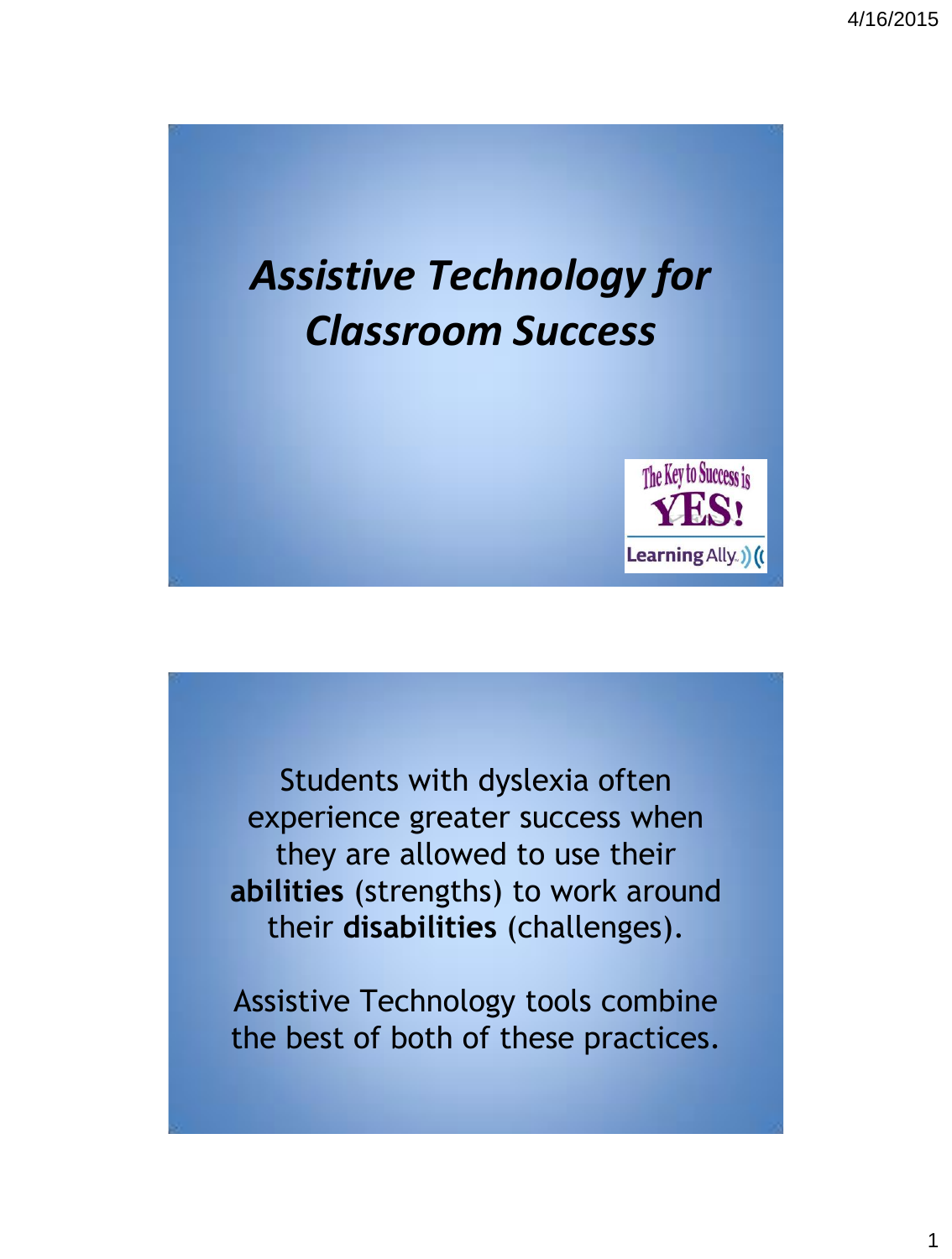# *Assistive Technology for Classroom Success*

The Key to Success is YES!

Learning Ally

Students with dyslexia often experience greater success when they are allowed to use their **abilities** (strengths) to work around their **disabilities** (challenges).

Assistive Technology tools combine the best of both of these practices.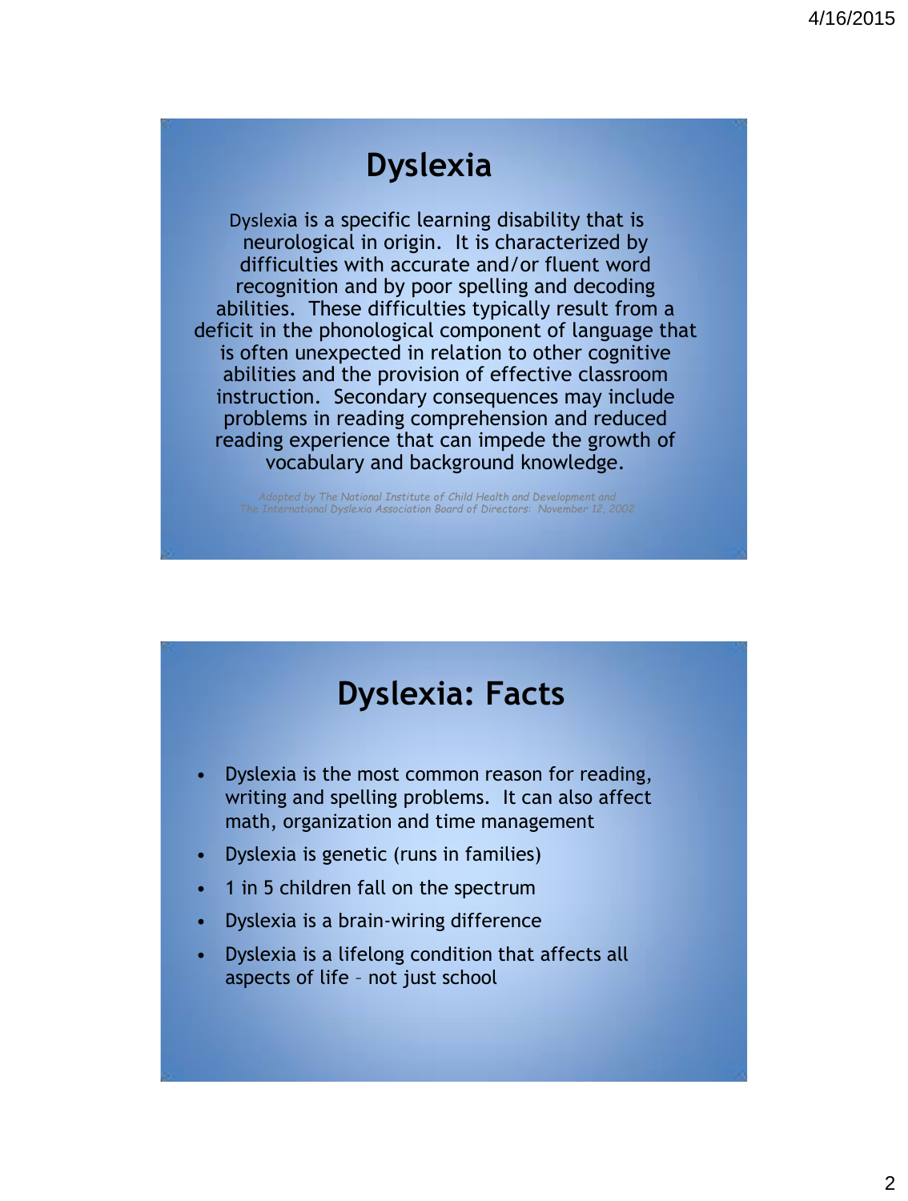# Dyslexia

Dyslexia is a specific learning disability that is neurological in origin. It is characterized by difficulties with accurate and/or fluent word recognition and by poor spelling and decoding abilities. These difficulties typically result from a deficit in the phonological component of language that is often unexpected in relation to other cognitive abilities and the provision of effective classroom instruction. Secondary consequences may include problems in reading comprehension and reduced reading experience that can impede the growth of vocabulary and background knowledge.

*Adopted by The National Institute of Child Health and Development and The International Dyslexia Association Board of Directors: November 12, 2002*

# Dyslexia: Facts

- Dyslexia is the most common reason for reading, writing and spelling problems. It can also affect math, organization and time management
- Dyslexia is genetic (runs in families)
- 1 in 5 children fall on the spectrum
- Dyslexia is a brain-wiring difference
- Dyslexia is a lifelong condition that affects all aspects of life – not just school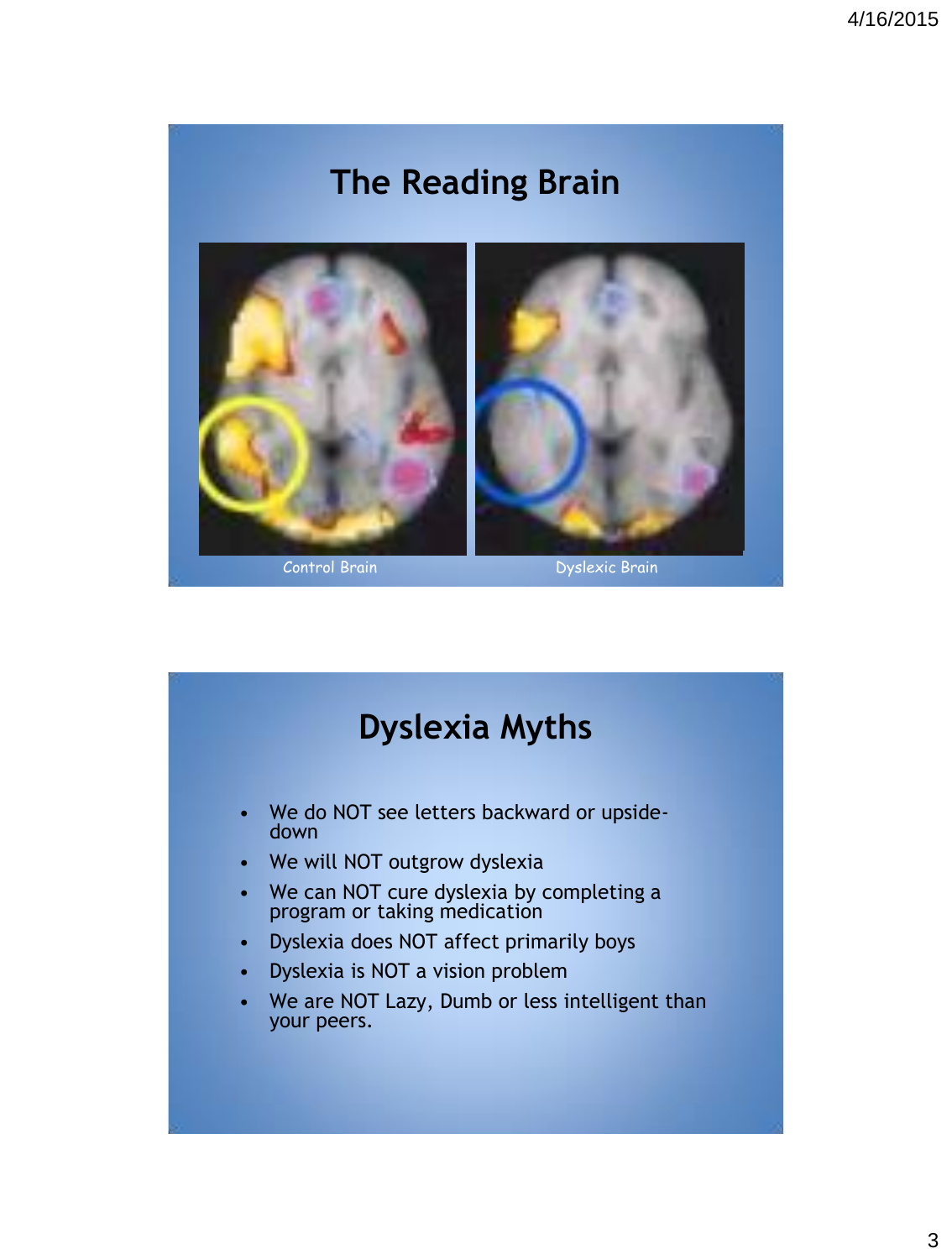## The Reading Brain

Control Brain

Dyslexic Brain

## Dyslexia Myths

- We do NOT see letters backward or upside-down
- We will NOT outgrow dyslexia
- We can NOT cure dyslexia by completing a program or taking medication
- Dyslexia does NOT affect primarily boys
- Dyslexia is NOT a vision problem
- We are NOT Lazy, Dumb or less intelligent than your peers.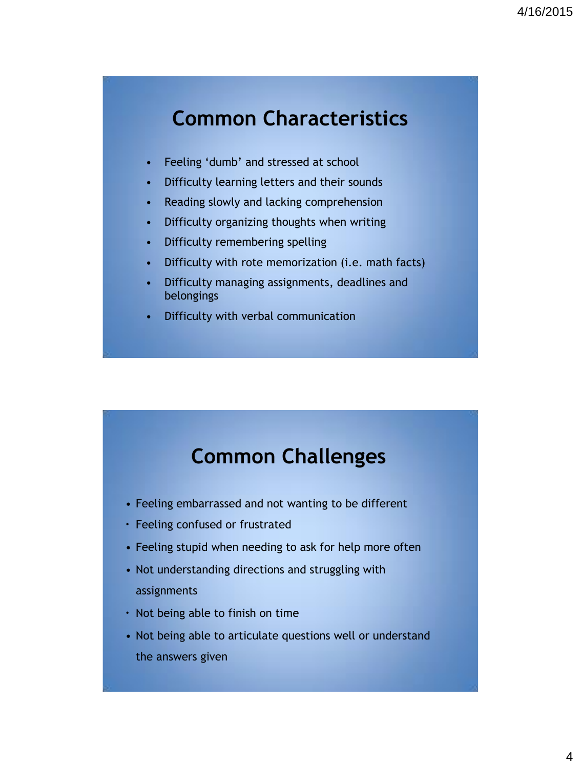## Common Characteristics

- Feeling ‘dumb’ and stressed at school
- Difficulty learning letters and their sounds
- Reading slowly and lacking comprehension
- Difficulty organizing thoughts when writing
- Difficulty remembering spelling
- Difficulty with rote memorization (i.e. math facts)
- Difficulty managing assignments, deadlines and belongings
- Difficulty with verbal communication

## Common Challenges

- Feeling embarrassed and not wanting to be different
- Feeling confused or frustrated
- Feeling stupid when needing to ask for help more often
- Not understanding directions and struggling with assignments
- Not being able to finish on time
- Not being able to articulate questions well or understand the answers given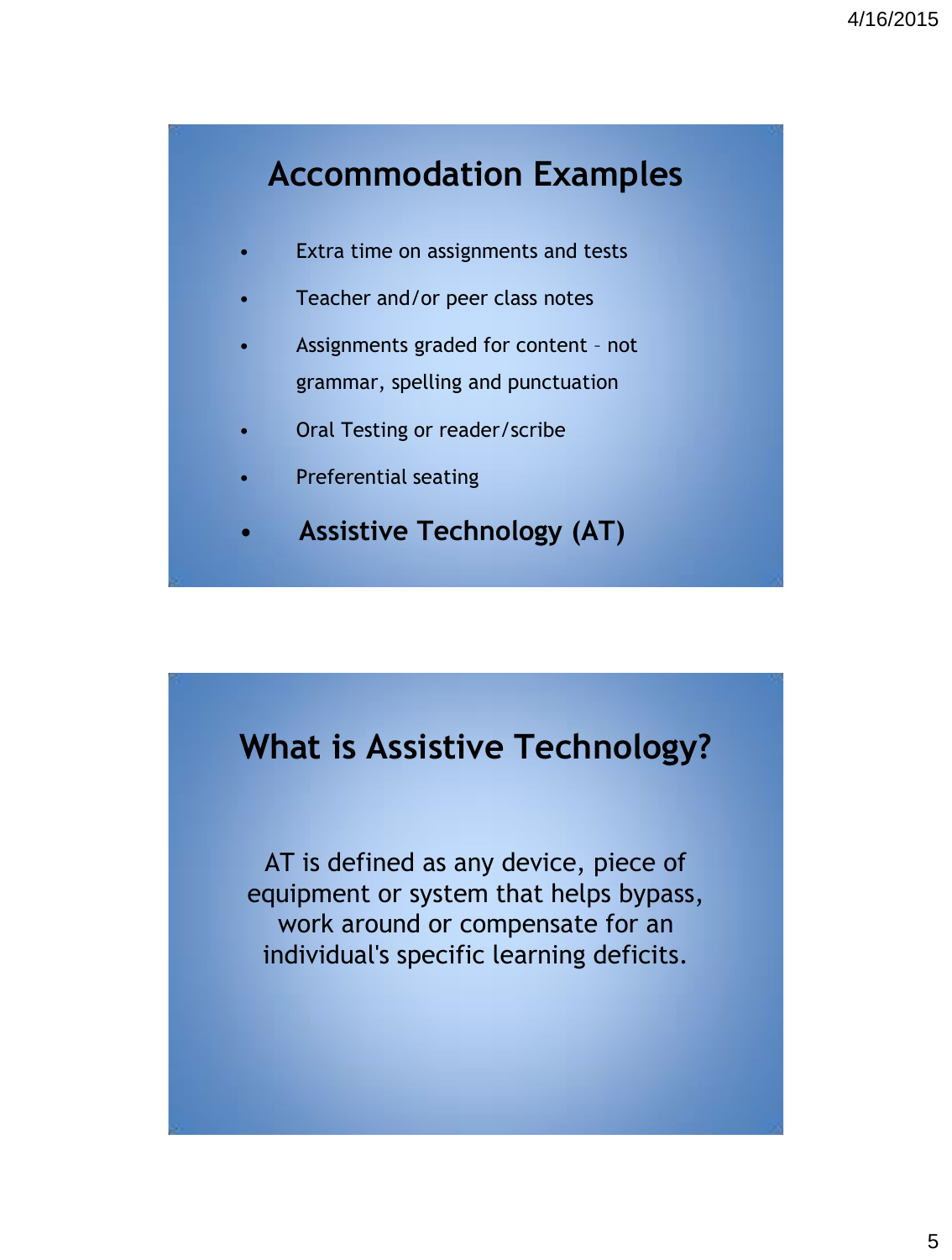# Accommodation Examples

- Extra time on assignments and tests
- Teacher and/or peer class notes
- Assignments graded for content – not grammar, spelling and punctuation
- Oral Testing or reader/scribe
- Preferential seating
- **Assistive Technology (AT)**

# What is Assistive Technology?

AT is defined as any device, piece of equipment or system that helps bypass, work around or compensate for an individual's specific learning deficits.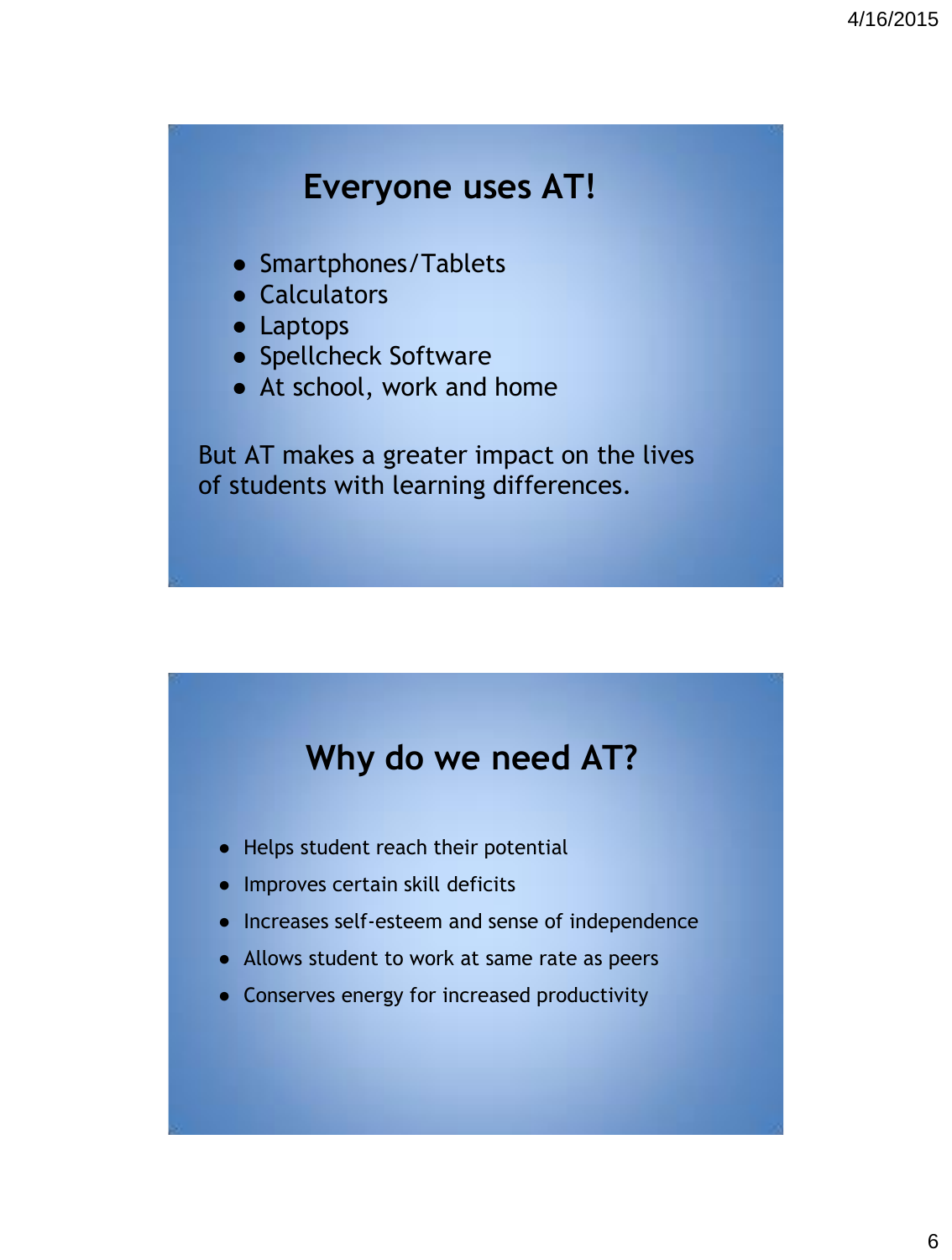## Everyone uses AT!

- Smartphones/Tablets
- Calculators
- Laptops
- Spellcheck Software
- At school, work and home

But AT makes a greater impact on the lives of students with learning differences.

## Why do we need AT?

- Helps student reach their potential
- Improves certain skill deficits
- Increases self-esteem and sense of independence
- Allows student to work at same rate as peers
- Conserves energy for increased productivity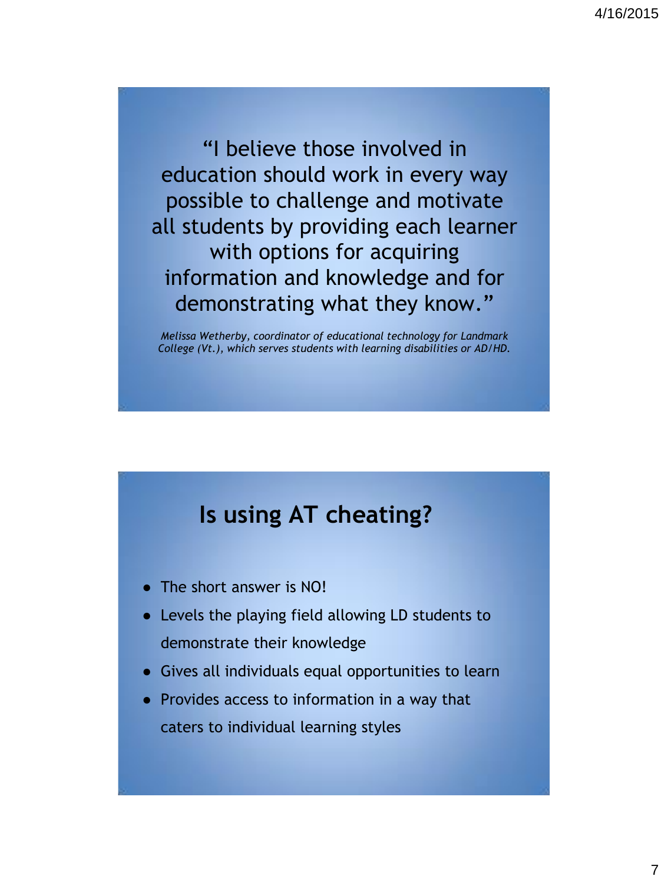"I believe those involved in education should work in every way possible to challenge and motivate all students by providing each learner with options for acquiring information and knowledge and for demonstrating what they know."

*Melissa Wetherby, coordinator of educational technology for Landmark College (Vt.), which serves students with learning disabilities or AD/HD.*

## Is using AT cheating?

- The short answer is NO!
- Levels the playing field allowing LD students to demonstrate their knowledge
- Gives all individuals equal opportunities to learn
- Provides access to information in a way that caters to individual learning styles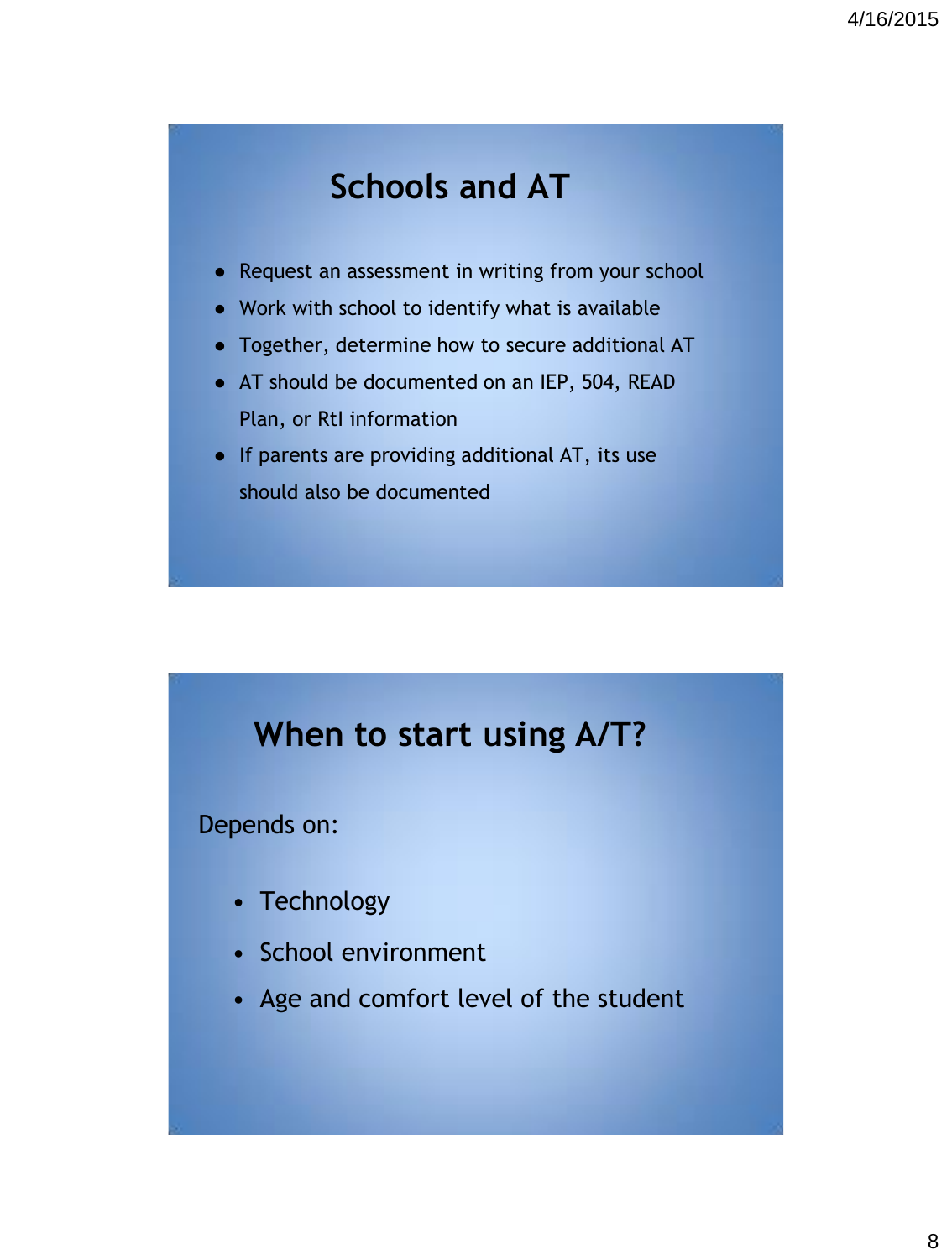## Schools and AT

- Request an assessment in writing from your school
- Work with school to identify what is available
- Together, determine how to secure additional AT
- AT should be documented on an IEP, 504, READ Plan, or RtI information
- If parents are providing additional AT, its use should also be documented

## When to start using A/T?

Depends on:

- Technology
- School environment
- Age and comfort level of the student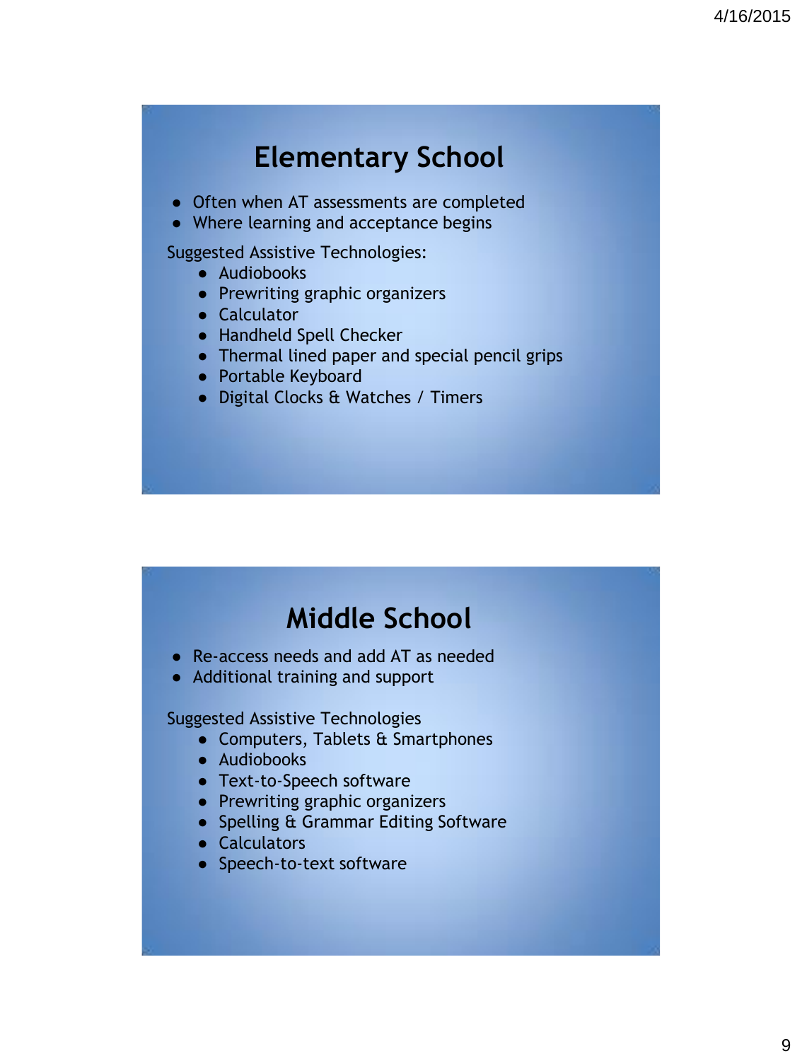# Elementary School

- Often when AT assessments are completed
- Where learning and acceptance begins

Suggested Assistive Technologies:

- Audiobooks
- Prewriting graphic organizers
- Calculator
- Handheld Spell Checker
- Thermal lined paper and special pencil grips
- Portable Keyboard
- Digital Clocks & Watches / Timers

# Middle School

- Re-access needs and add AT as needed
- Additional training and support

Suggested Assistive Technologies

- Computers, Tablets & Smartphones
- Audiobooks
- Text-to-Speech software
- Prewriting graphic organizers
- Spelling & Grammar Editing Software
- Calculators
- Speech-to-text software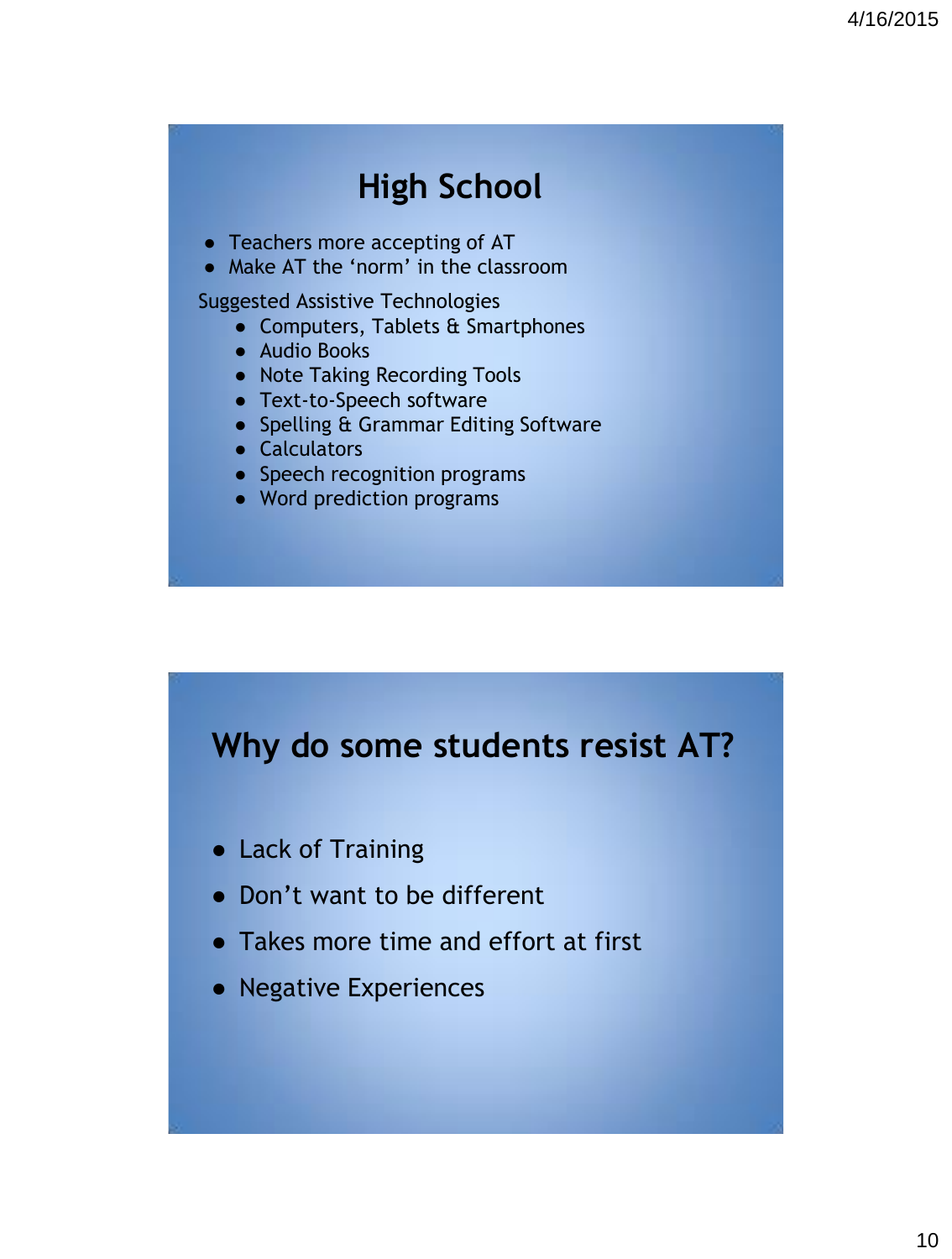# High School

- Teachers more accepting of AT
- Make AT the 'norm' in the classroom

Suggested Assistive Technologies

- Computers, Tablets & Smartphones
- Audio Books
- Note Taking Recording Tools
- Text-to-Speech software
- Spelling & Grammar Editing Software
- Calculators
- Speech recognition programs
- Word prediction programs

# Why do some students resist AT?

- Lack of Training
- Don't want to be different
- Takes more time and effort at first
- Negative Experiences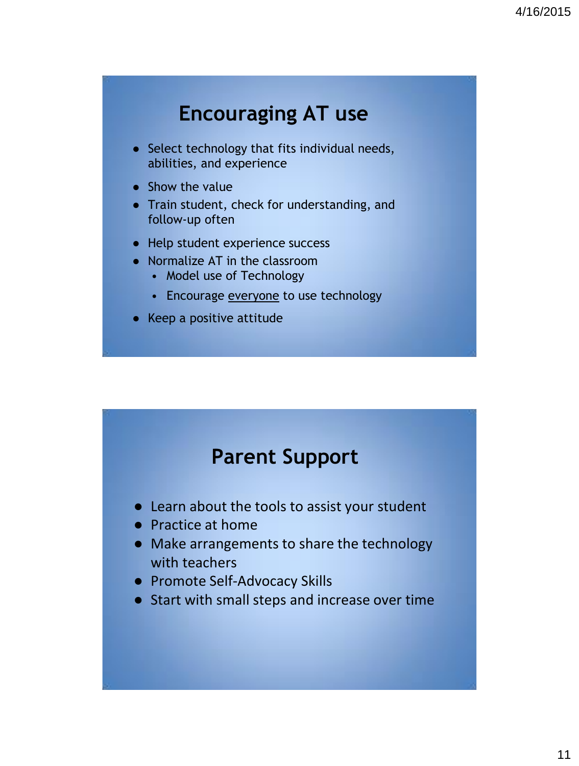## Encouraging AT use

- Select technology that fits individual needs, abilities, and experience
- Show the value
- Train student, check for understanding, and follow-up often
- Help student experience success
- Normalize AT in the classroom
  - Model use of Technology
  - Encourage <u>everyone</u> to use technology
- Keep a positive attitude

## Parent Support

- Learn about the tools to assist your student
- Practice at home
- Make arrangements to share the technology with teachers
- Promote Self-Advocacy Skills
- Start with small steps and increase over time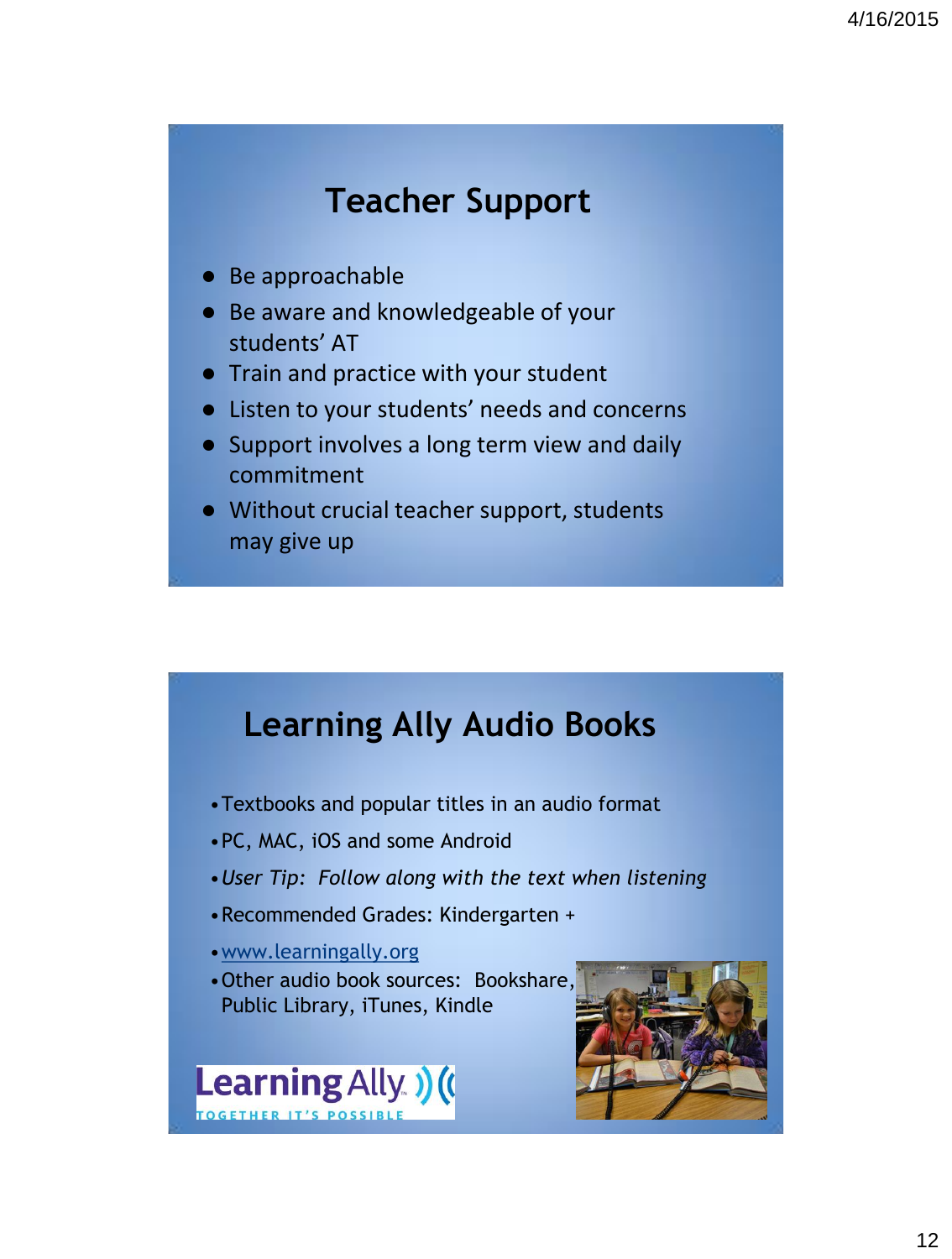# Teacher Support

- Be approachable
- Be aware and knowledgeable of your students' AT
- Train and practice with your student
- Listen to your students' needs and concerns
- Support involves a long term view and daily commitment
- Without crucial teacher support, students may give up

# Learning Ally Audio Books

- Textbooks and popular titles in an audio format
- PC, MAC, iOS and some Android
- *User Tip: Follow along with the text when listening*
- Recommended Grades: Kindergarten +
- www.learningally.org
- Other audio book sources: Bookshare, Public Library, iTunes, Kindle

Learning Ally
TOGETHER IT'S POSSIBLE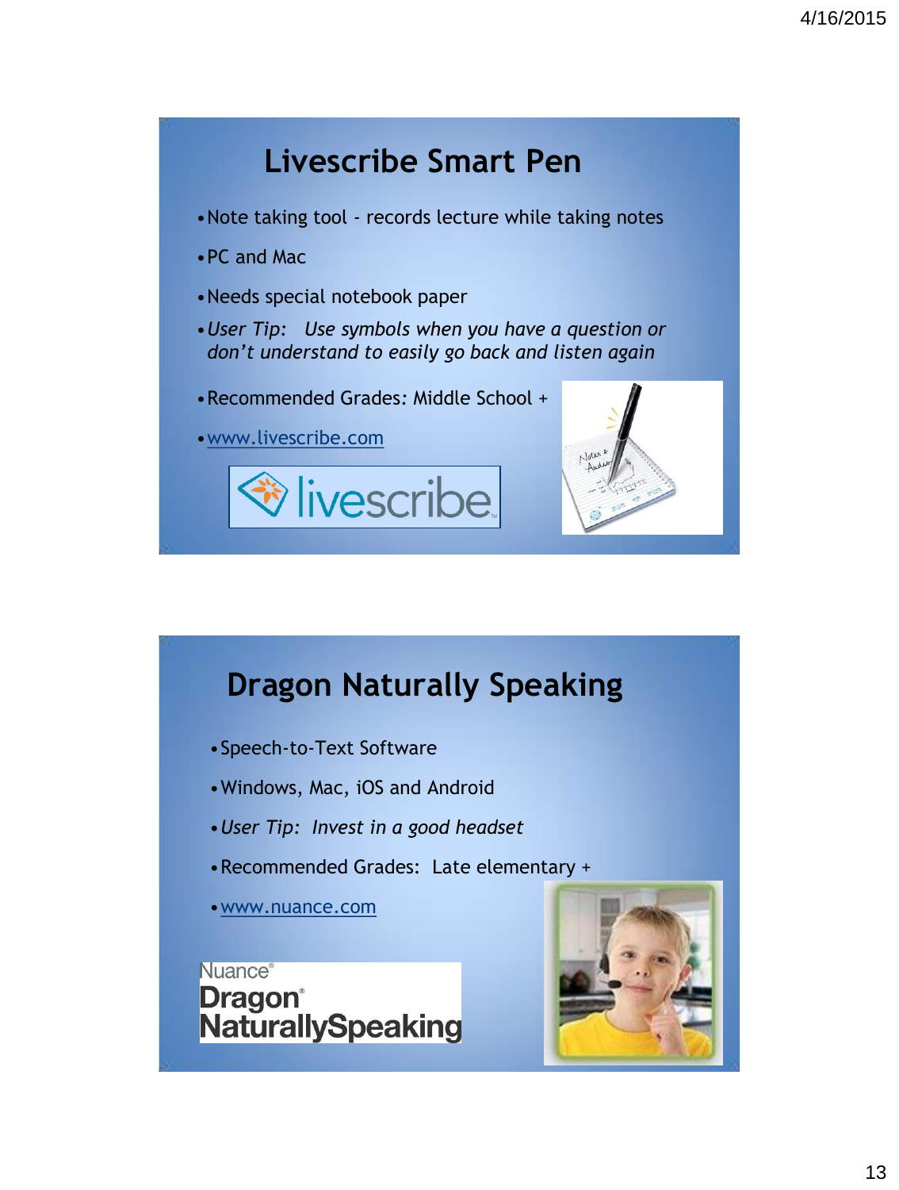## Livescribe Smart Pen

- Note taking tool - records lecture while taking notes
- PC and Mac
- Needs special notebook paper
- *User Tip: Use symbols when you have a question or don't understand to easily go back and listen again*
- Recommended Grades: Middle School +
- www.livescribe.com

## Dragon Naturally Speaking

- Speech-to-Text Software
- Windows, Mac, iOS and Android
- *User Tip: Invest in a good headset*
- Recommended Grades: Late elementary +
- www.nuance.com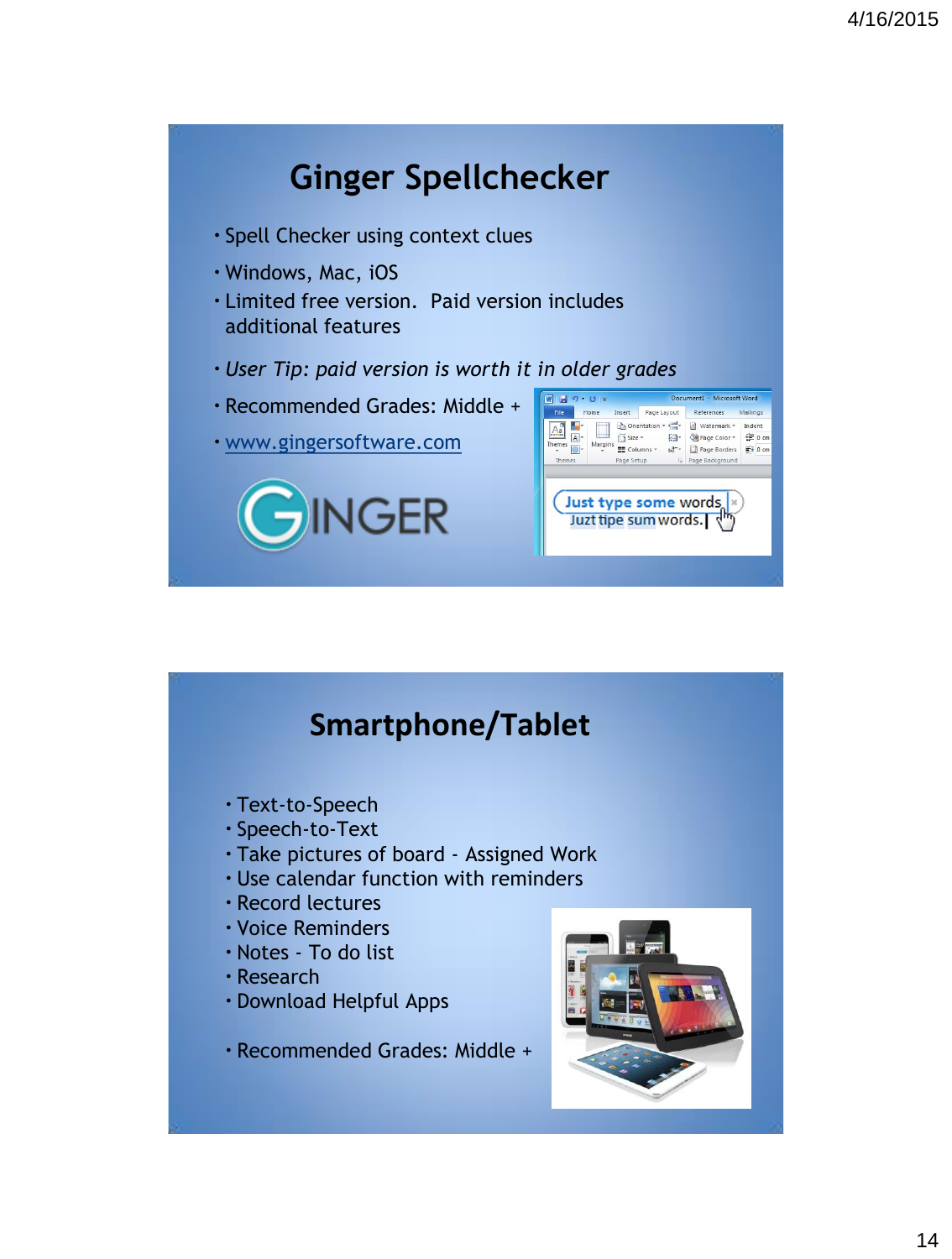# Ginger Spellchecker

- Spell Checker using context clues
- Windows, Mac, iOS
- Limited free version. Paid version includes additional features
- *User Tip: paid version is worth it in older grades*
- Recommended Grades: Middle +
- www.gingersoftware.com

# Smartphone/Tablet

- Text-to-Speech
- Speech-to-Text
- Take pictures of board - Assigned Work
- Use calendar function with reminders
- Record lectures
- Voice Reminders
- Notes - To do list
- Research
- Download Helpful Apps
- Recommended Grades: Middle +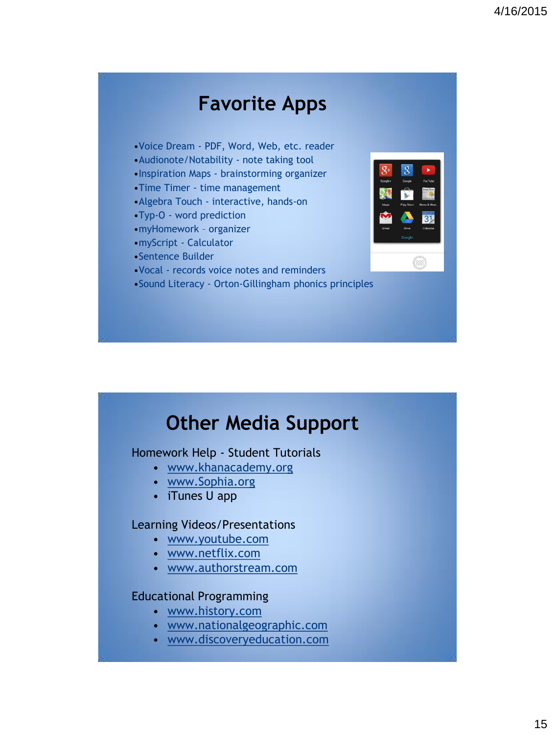# Favorite Apps

- Voice Dream - PDF, Word, Web, etc. reader
- Audionote/Notability - note taking tool
- Inspiration Maps - brainstorming organizer
- Time Timer - time management
- Algebra Touch - interactive, hands-on
- Typ-O - word prediction
- myHomework – organizer
- myScript - Calculator
- Sentence Builder
- Vocal - records voice notes and reminders
- Sound Literacy - Orton-Gillingham phonics principles

# Other Media Support

Homework Help - Student Tutorials

- www.khanacademy.org
- www.Sophia.org
- iTunes U app

Learning Videos/Presentations

- www.youtube.com
- www.netflix.com
- www.authorstream.com

Educational Programming

- www.history.com
- www.nationalgeographic.com
- www.discoveryeducation.com